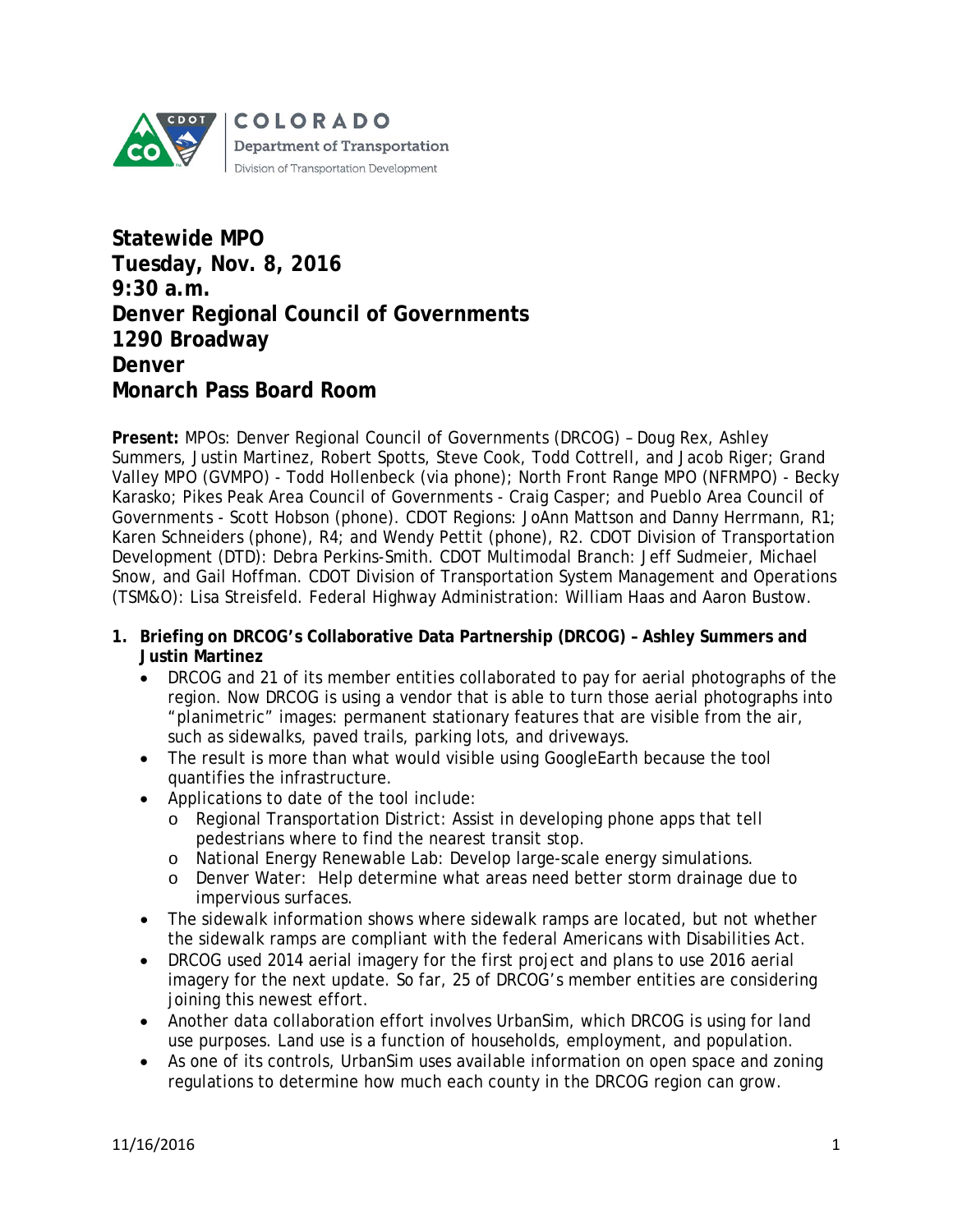COLORADO
Department of Transportation
Division of Transportation Development

# Statewide MPO
## Tuesday, Nov. 8, 2016
## 9:30 a.m.
## Denver Regional Council of Governments
## 1290 Broadway
## Denver
## Monarch Pass Board Room

**Present:** MPOs: Denver Regional Council of Governments (DRCOG) – Doug Rex, Ashley Summers, Justin Martinez, Robert Spotts, Steve Cook, Todd Cottrell, and Jacob Riger; Grand Valley MPO (GVMPO) - Todd Hollenbeck (via phone); North Front Range MPO (NFRMPO) - Becky Karasko; Pikes Peak Area Council of Governments - Craig Casper; and Pueblo Area Council of Governments - Scott Hobson (phone). CDOT Regions: JoAnn Mattson and Danny Herrmann, R1; Karen Schneiders (phone), R4; and Wendy Pettit (phone), R2. CDOT Division of Transportation Development (DTD): Debra Perkins-Smith. CDOT Multimodal Branch: Jeff Sudmeier, Michael Snow, and Gail Hoffman. CDOT Division of Transportation System Management and Operations (TSM&O): Lisa Streisfeld. Federal Highway Administration: William Haas and Aaron Bustow.

1. **Briefing on DRCOG's Collaborative Data Partnership (DRCOG) – Ashley Summers and Justin Martinez**
   - DRCOG and 21 of its member entities collaborated to pay for aerial photographs of the region. Now DRCOG is using a vendor that is able to turn those aerial photographs into "planimetric" images: permanent stationary features that are visible from the air, such as sidewalks, paved trails, parking lots, and driveways.
   - The result is more than what would visible using GoogleEarth because the tool quantifies the infrastructure.
   - Applications to date of the tool include:
     - Regional Transportation District: Assist in developing phone apps that tell pedestrians where to find the nearest transit stop.
     - National Energy Renewable Lab: Develop large-scale energy simulations.
     - Denver Water: Help determine what areas need better storm drainage due to impervious surfaces.
   - The sidewalk information shows where sidewalk ramps are located, but not whether the sidewalk ramps are compliant with the federal Americans with Disabilities Act.
   - DRCOG used 2014 aerial imagery for the first project and plans to use 2016 aerial imagery for the next update. So far, 25 of DRCOG's member entities are considering joining this newest effort.
   - Another data collaboration effort involves UrbanSim, which DRCOG is using for land use purposes. Land use is a function of households, employment, and population.
   - As one of its controls, UrbanSim uses available information on open space and zoning regulations to determine how much each county in the DRCOG region can grow.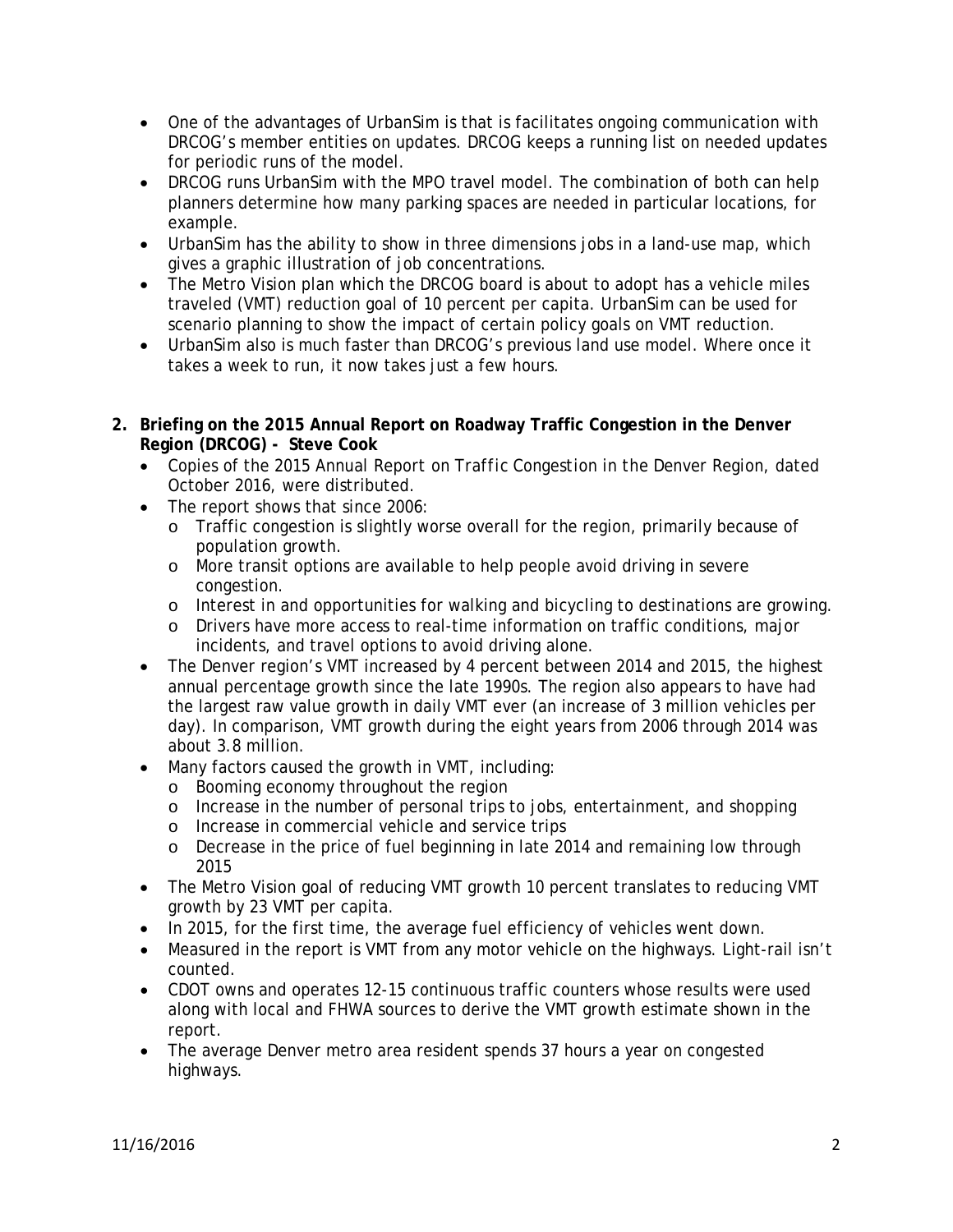- One of the advantages of UrbanSim is that is facilitates ongoing communication with DRCOG's member entities on updates. DRCOG keeps a running list on needed updates for periodic runs of the model.
- DRCOG runs UrbanSim with the MPO travel model. The combination of both can help planners determine how many parking spaces are needed in particular locations, for example.
- UrbanSim has the ability to show in three dimensions jobs in a land-use map, which gives a graphic illustration of job concentrations.
- The Metro Vision plan which the DRCOG board is about to adopt has a vehicle miles traveled (VMT) reduction goal of 10 percent per capita. UrbanSim can be used for scenario planning to show the impact of certain policy goals on VMT reduction.
- UrbanSim also is much faster than DRCOG's previous land use model. Where once it takes a week to run, it now takes just a few hours.

**2. Briefing on the 2015 Annual Report on Roadway Traffic Congestion in the Denver Region (DRCOG) - Steve Cook**

- Copies of the 2015 Annual Report on *Traffic Congestion in the Denver Region*, dated October 2016, were distributed.
- The report shows that since 2006:
    - Traffic congestion is slightly worse overall for the region, primarily because of population growth.
    - More transit options are available to help people avoid driving in severe congestion.
    - Interest in and opportunities for walking and bicycling to destinations are growing.
    - Drivers have more access to real-time information on traffic conditions, major incidents, and travel options to avoid driving alone.
- The Denver region's VMT increased by 4 percent between 2014 and 2015, the highest annual percentage growth since the late 1990s. The region also appears to have had the largest raw value growth in daily VMT ever (an increase of 3 million vehicles per day). In comparison, VMT growth during the eight years from 2006 through 2014 was about 3.8 million.
- Many factors caused the growth in VMT, including:
    - Booming economy throughout the region
    - Increase in the number of personal trips to jobs, entertainment, and shopping
    - Increase in commercial vehicle and service trips
    - Decrease in the price of fuel beginning in late 2014 and remaining low through 2015
- The Metro Vision goal of reducing VMT growth 10 percent translates to reducing VMT growth by 23 VMT per capita.
- In 2015, for the first time, the average fuel efficiency of vehicles went down.
- Measured in the report is VMT from any motor vehicle on the highways. Light-rail isn't counted.
- CDOT owns and operates 12-15 continuous traffic counters whose results were used along with local and FHWA sources to derive the VMT growth estimate shown in the report.
- The average Denver metro area resident spends 37 hours a year on congested highways.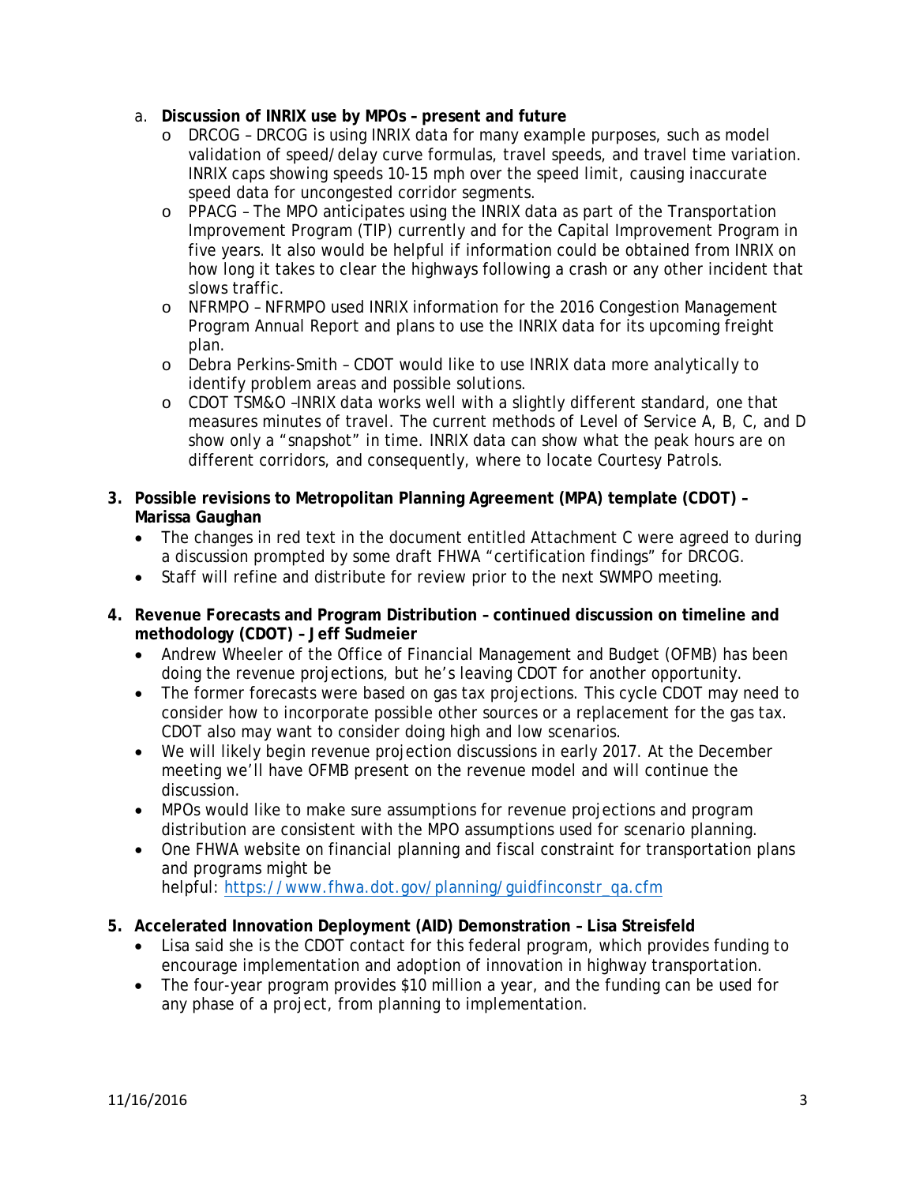a. **Discussion of INRIX use by MPOs – present and future**
   - DRCOG – DRCOG is using INRIX data for many example purposes, such as model validation of speed/delay curve formulas, travel speeds, and travel time variation. INRIX caps showing speeds 10-15 mph over the speed limit, causing inaccurate speed data for uncongested corridor segments.
   - PPACG – The MPO anticipates using the INRIX data as part of the Transportation Improvement Program (TIP) currently and for the Capital Improvement Program in five years. It also would be helpful if information could be obtained from INRIX on how long it takes to clear the highways following a crash or any other incident that slows traffic.
   - NFRMPO – NFRMPO used INRIX information for the 2016 Congestion Management Program Annual Report and plans to use the INRIX data for its upcoming freight plan.
   - Debra Perkins-Smith – CDOT would like to use INRIX data more analytically to identify problem areas and possible solutions.
   - CDOT TSM&O –INRIX data works well with a slightly different standard, one that measures minutes of travel. The current methods of Level of Service A, B, C, and D show only a "snapshot" in time. INRIX data can show what the peak hours are on different corridors, and consequently, where to locate Courtesy Patrols.

3. **Possible revisions to Metropolitan Planning Agreement (MPA) template (CDOT) – Marissa Gaughan**
   - The changes in red text in the document entitled Attachment C were agreed to during a discussion prompted by some draft FHWA "certification findings" for DRCOG.
   - Staff will refine and distribute for review prior to the next SWMPO meeting.

4. **Revenue Forecasts and Program Distribution – continued discussion on timeline and methodology (CDOT) – Jeff Sudmeier**
   - Andrew Wheeler of the Office of Financial Management and Budget (OFMB) has been doing the revenue projections, but he's leaving CDOT for another opportunity.
   - The former forecasts were based on gas tax projections. This cycle CDOT may need to consider how to incorporate possible other sources or a replacement for the gas tax. CDOT also may want to consider doing high and low scenarios.
   - We will likely begin revenue projection discussions in early 2017. At the December meeting we'll have OFMB present on the revenue model and will continue the discussion.
   - MPOs would like to make sure assumptions for revenue projections and program distribution are consistent with the MPO assumptions used for scenario planning.
   - One FHWA website on financial planning and fiscal constraint for transportation plans and programs might be helpful: https://www.fhwa.dot.gov/planning/guidfinconstr_qa.cfm

5. **Accelerated Innovation Deployment (AID) Demonstration – Lisa Streisfeld**
   - Lisa said she is the CDOT contact for this federal program, which provides funding to encourage implementation and adoption of innovation in highway transportation.
   - The four-year program provides $10 million a year, and the funding can be used for any phase of a project, from planning to implementation.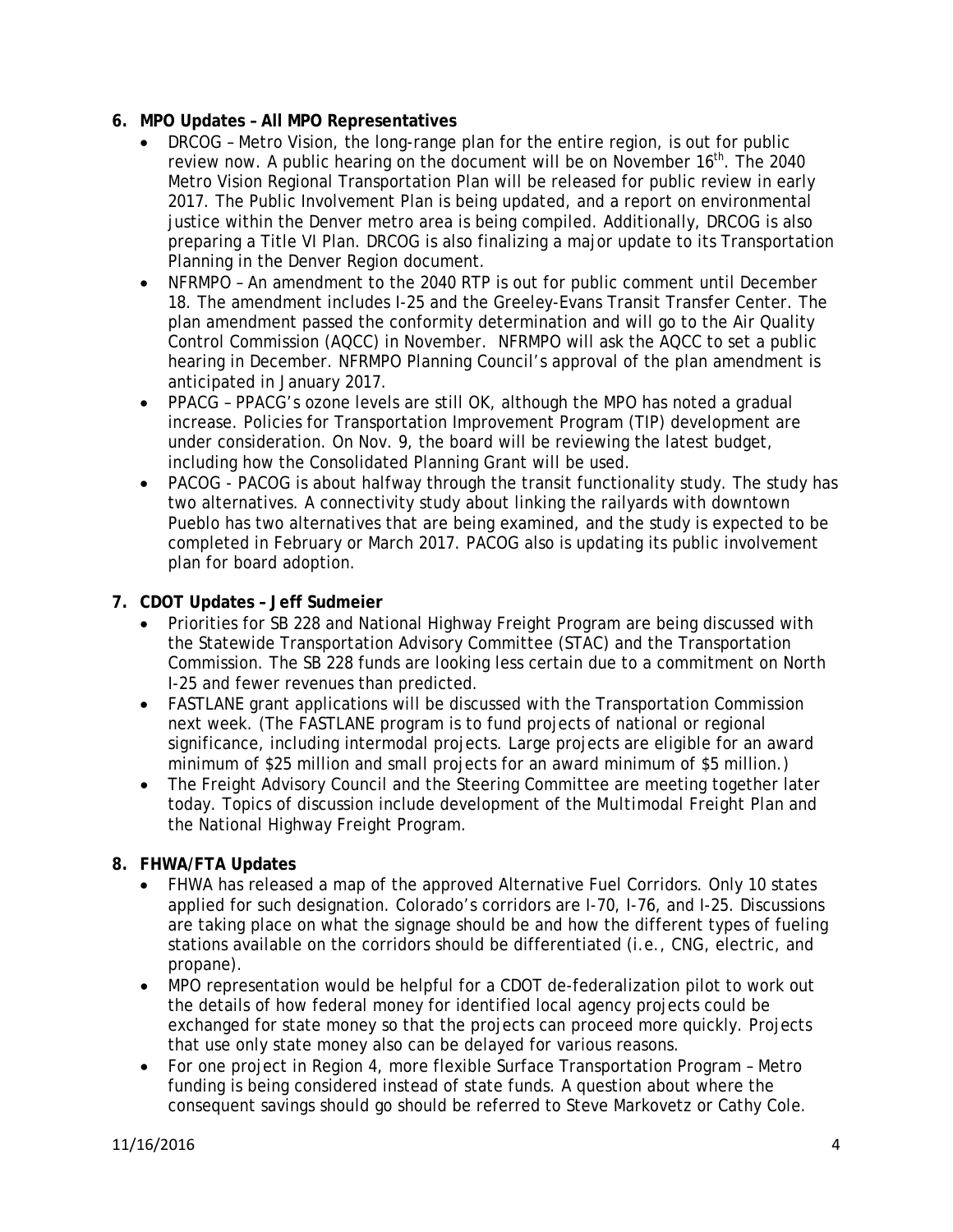6. **MPO Updates – All MPO Representatives**
   - DRCOG – Metro Vision, the long-range plan for the entire region, is out for public review now. A public hearing on the document will be on November 16th. The 2040 Metro Vision Regional Transportation Plan will be released for public review in early 2017. The Public Involvement Plan is being updated, and a report on environmental justice within the Denver metro area is being compiled. Additionally, DRCOG is also preparing a Title VI Plan. DRCOG is also finalizing a major update to its Transportation Planning in the Denver Region document.
   - NFRMPO – An amendment to the 2040 RTP is out for public comment until December 18. The amendment includes I-25 and the Greeley-Evans Transit Transfer Center. The plan amendment passed the conformity determination and will go to the Air Quality Control Commission (AQCC) in November. NFRMPO will ask the AQCC to set a public hearing in December. NFRMPO Planning Council's approval of the plan amendment is anticipated in January 2017.
   - PPACG – PPACG's ozone levels are still OK, although the MPO has noted a gradual increase. Policies for Transportation Improvement Program (TIP) development are under consideration. On Nov. 9, the board will be reviewing the latest budget, including how the Consolidated Planning Grant will be used.
   - PACOG - PACOG is about halfway through the transit functionality study. The study has two alternatives. A connectivity study about linking the railyards with downtown Pueblo has two alternatives that are being examined, and the study is expected to be completed in February or March 2017. PACOG also is updating its public involvement plan for board adoption.

7. **CDOT Updates – Jeff Sudmeier**
   - Priorities for SB 228 and National Highway Freight Program are being discussed with the Statewide Transportation Advisory Committee (STAC) and the Transportation Commission. The SB 228 funds are looking less certain due to a commitment on North I-25 and fewer revenues than predicted.
   - FASTLANE grant applications will be discussed with the Transportation Commission next week. (The FASTLANE program is to fund projects of national or regional significance, including intermodal projects. Large projects are eligible for an award minimum of $25 million and small projects for an award minimum of $5 million.)
   - The Freight Advisory Council and the Steering Committee are meeting together later today. Topics of discussion include development of the Multimodal Freight Plan and the National Highway Freight Program.

8. **FHWA/FTA Updates**
   - FHWA has released a map of the approved Alternative Fuel Corridors. Only 10 states applied for such designation. Colorado's corridors are I-70, I-76, and I-25. Discussions are taking place on what the signage should be and how the different types of fueling stations available on the corridors should be differentiated (i.e., CNG, electric, and propane).
   - MPO representation would be helpful for a CDOT de-federalization pilot to work out the details of how federal money for identified local agency projects could be exchanged for state money so that the projects can proceed more quickly. Projects that use only state money also can be delayed for various reasons.
   - For one project in Region 4, more flexible Surface Transportation Program – Metro funding is being considered instead of state funds. A question about where the consequent savings should go should be referred to Steve Markovetz or Cathy Cole.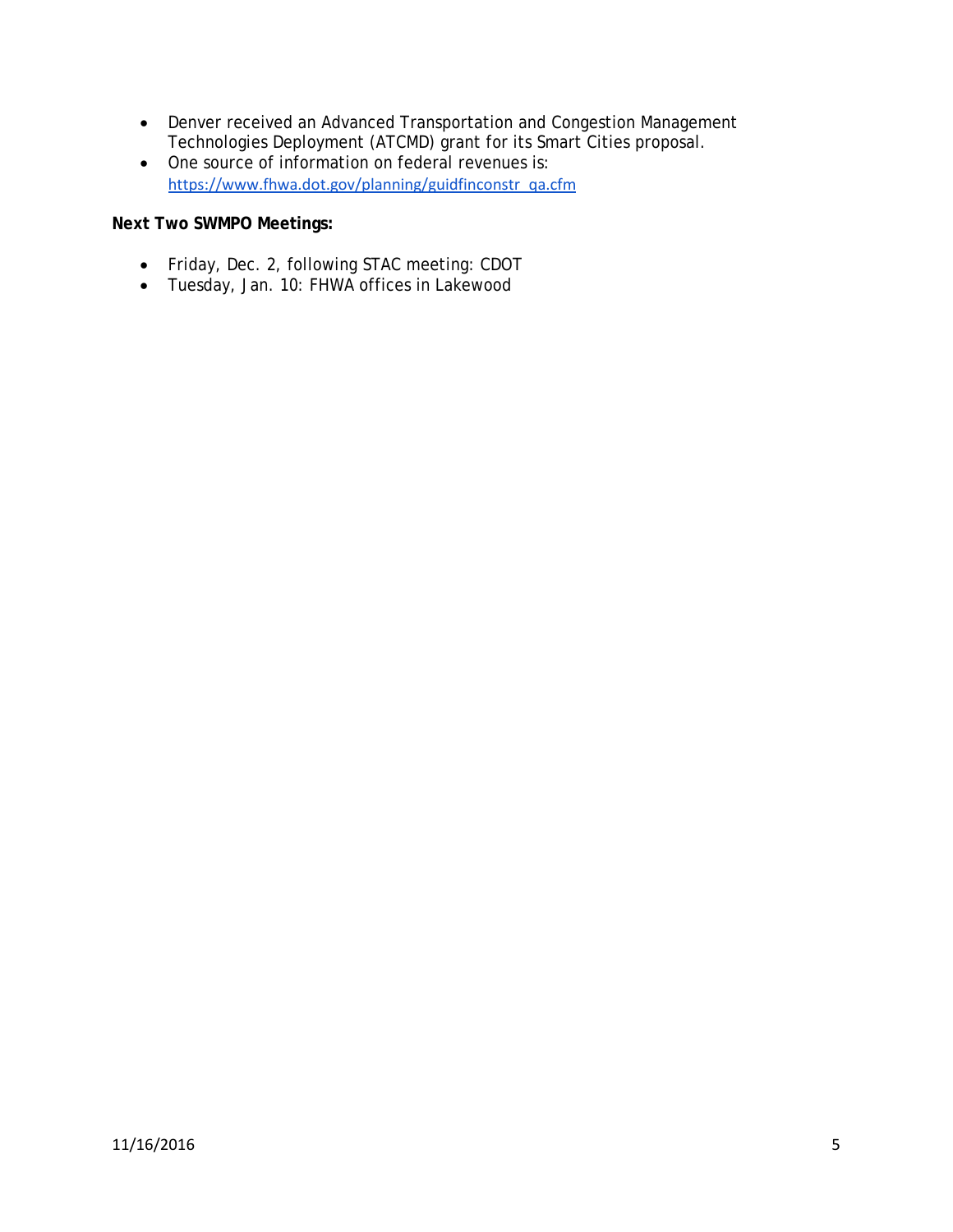- Denver received an Advanced Transportation and Congestion Management Technologies Deployment (ATCMD) grant for its Smart Cities proposal.
- One source of information on federal revenues is: https://www.fhwa.dot.gov/planning/guidfinconstr_qa.cfm

**Next Two SWMPO Meetings:**

- Friday, Dec. 2, following STAC meeting: CDOT
- Tuesday, Jan. 10: FHWA offices in Lakewood